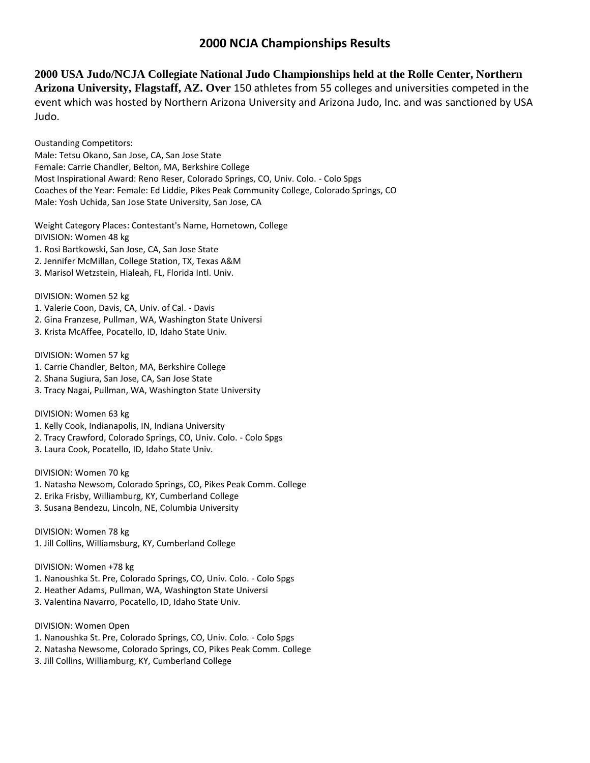# 2000 NCJA Championships Results

**2000 USA Judo/NCJA Collegiate National Judo Championships held at the Rolle Center, Northern Arizona University, Flagstaff, AZ. Over** 150 athletes from 55 colleges and universities competed in the event which was hosted by Northern Arizona University and Arizona Judo, Inc. and was sanctioned by USA Judo.

Oustanding Competitors:
Male: Tetsu Okano, San Jose, CA, San Jose State
Female: Carrie Chandler, Belton, MA, Berkshire College
Most Inspirational Award: Reno Reser, Colorado Springs, CO, Univ. Colo. - Colo Spgs
Coaches of the Year: Female: Ed Liddie, Pikes Peak Community College, Colorado Springs, CO
Male: Yosh Uchida, San Jose State University, San Jose, CA

Weight Category Places: Contestant's Name, Hometown, College
DIVISION: Women 48 kg
1. Rosi Bartkowski, San Jose, CA, San Jose State
2. Jennifer McMillan, College Station, TX, Texas A&M
3. Marisol Wetzstein, Hialeah, FL, Florida Intl. Univ.

DIVISION: Women 52 kg
1. Valerie Coon, Davis, CA, Univ. of Cal. - Davis
2. Gina Franzese, Pullman, WA, Washington State Universi
3. Krista McAffee, Pocatello, ID, Idaho State Univ.

DIVISION: Women 57 kg
1. Carrie Chandler, Belton, MA, Berkshire College
2. Shana Sugiura, San Jose, CA, San Jose State
3. Tracy Nagai, Pullman, WA, Washington State University

DIVISION: Women 63 kg
1. Kelly Cook, Indianapolis, IN, Indiana University
2. Tracy Crawford, Colorado Springs, CO, Univ. Colo. - Colo Spgs
3. Laura Cook, Pocatello, ID, Idaho State Univ.

DIVISION: Women 70 kg
1. Natasha Newsom, Colorado Springs, CO, Pikes Peak Comm. College
2. Erika Frisby, Williburg, KY, Cumberland College
3. Susana Bendezu, Lincoln, NE, Columbia University

DIVISION: Women 78 kg
1. Jill Collins, Williamsburg, KY, Cumberland College

DIVISION: Women +78 kg
1. Nanoushka St. Pre, Colorado Springs, CO, Univ. Colo. - Colo Spgs
2. Heather Adams, Pullman, WA, Washington State Universi
3. Valentina Navarro, Pocatello, ID, Idaho State Univ.

DIVISION: Women Open
1. Nanoushka St. Pre, Colorado Springs, CO, Univ. Colo. - Colo Spgs
2. Natasha Newsome, Colorado Springs, CO, Pikes Peak Comm. College
3. Jill Collins, Williamburg, KY, Cumberland College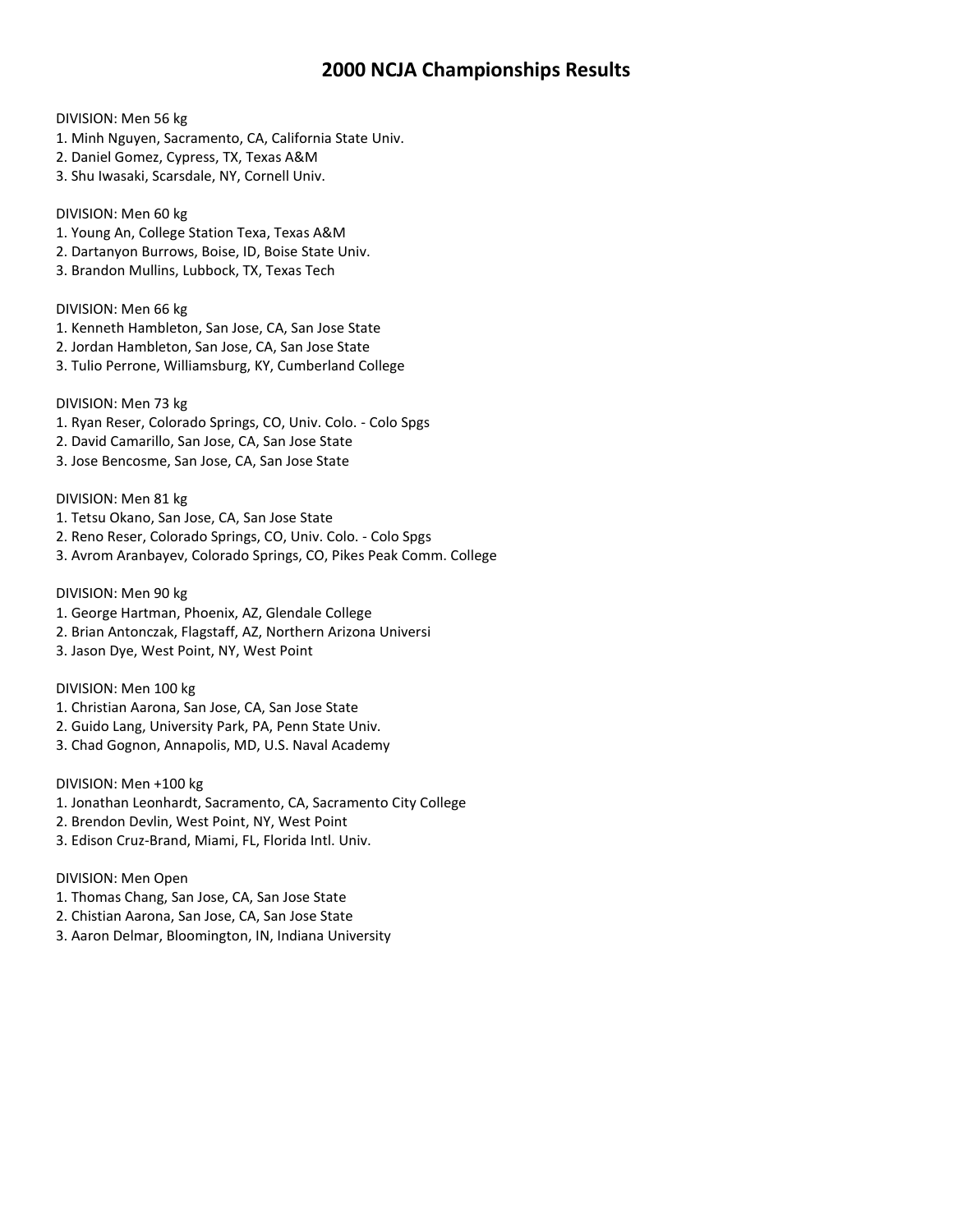# 2000 NCJA Championships Results

DIVISION: Men 56 kg
1. Minh Nguyen, Sacramento, CA, California State Univ.
2. Daniel Gomez, Cypress, TX, Texas A&M
3. Shu Iwasaki, Scarsdale, NY, Cornell Univ.

DIVISION: Men 60 kg
1. Young An, College Station Texa, Texas A&M
2. Dartanyon Burrows, Boise, ID, Boise State Univ.
3. Brandon Mullins, Lubbock, TX, Texas Tech

DIVISION: Men 66 kg
1. Kenneth Hambleton, San Jose, CA, San Jose State
2. Jordan Hambleton, San Jose, CA, San Jose State
3. Tulio Perrone, Williamsburg, KY, Cumberland College

DIVISION: Men 73 kg
1. Ryan Reser, Colorado Springs, CO, Univ. Colo. - Colo Spgs
2. David Camarillo, San Jose, CA, San Jose State
3. Jose Bencosme, San Jose, CA, San Jose State

DIVISION: Men 81 kg
1. Tetsu Okano, San Jose, CA, San Jose State
2. Reno Reser, Colorado Springs, CO, Univ. Colo. - Colo Spgs
3. Avrom Aranbayev, Colorado Springs, CO, Pikes Peak Comm. College

DIVISION: Men 90 kg
1. George Hartman, Phoenix, AZ, Glendale College
2. Brian Antonczak, Flagstaff, AZ, Northern Arizona Universi
3. Jason Dye, West Point, NY, West Point

DIVISION: Men 100 kg
1. Christian Aarona, San Jose, CA, San Jose State
2. Guido Lang, University Park, PA, Penn State Univ.
3. Chad Gognon, Annapolis, MD, U.S. Naval Academy

DIVISION: Men +100 kg
1. Jonathan Leonhardt, Sacramento, CA, Sacramento City College
2. Brendon Devlin, West Point, NY, West Point
3. Edison Cruz-Brand, Miami, FL, Florida Intl. Univ.

DIVISION: Men Open
1. Thomas Chang, San Jose, CA, San Jose State
2. Chistian Aarona, San Jose, CA, San Jose State
3. Aaron Delmar, Bloomington, IN, Indiana University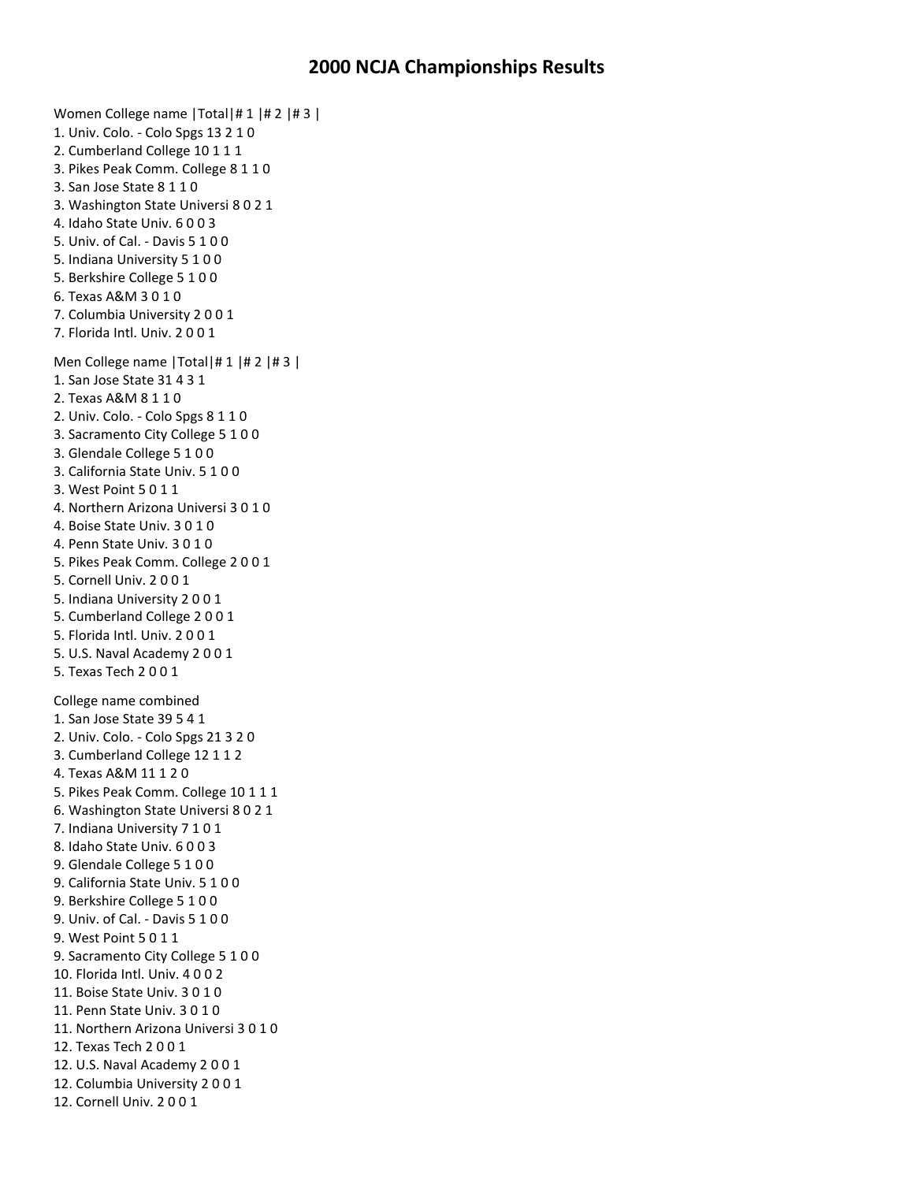# 2000 NCJA Championships Results

Women College name |Total|# 1 |# 2 |# 3 |

1. Univ. Colo. - Colo Spgs 13 2 1 0
2. Cumberland College 10 1 1 1
3. Pikes Peak Comm. College 8 1 1 0
3. San Jose State 8 1 1 0
3. Washington State Universi 8 0 2 1
4. Idaho State Univ. 6 0 0 3
5. Univ. of Cal. - Davis 5 1 0 0
5. Indiana University 5 1 0 0
5. Berkshire College 5 1 0 0
6. Texas A&M 3 0 1 0
7. Columbia University 2 0 0 1
7. Florida Intl. Univ. 2 0 0 1

Men College name |Total|# 1 |# 2 |# 3 |

1. San Jose State 31 4 3 1
2. Texas A&M 8 1 1 0
2. Univ. Colo. - Colo Spgs 8 1 1 0
3. Sacramento City College 5 1 0 0
3. Glendale College 5 1 0 0
3. California State Univ. 5 1 0 0
3. West Point 5 0 1 1
4. Northern Arizona Universi 3 0 1 0
4. Boise State Univ. 3 0 1 0
4. Penn State Univ. 3 0 1 0
5. Pikes Peak Comm. College 2 0 0 1
5. Cornell Univ. 2 0 0 1
5. Indiana University 2 0 0 1
5. Cumberland College 2 0 0 1
5. Florida Intl. Univ. 2 0 0 1
5. U.S. Naval Academy 2 0 0 1
5. Texas Tech 2 0 0 1

College name combined

1. San Jose State 39 5 4 1
2. Univ. Colo. - Colo Spgs 21 3 2 0
3. Cumberland College 12 1 1 2
4. Texas A&M 11 1 2 0
5. Pikes Peak Comm. College 10 1 1 1
6. Washington State Universi 8 0 2 1
7. Indiana University 7 1 0 1
8. Idaho State Univ. 6 0 0 3
9. Glendale College 5 1 0 0
9. California State Univ. 5 1 0 0
9. Berkshire College 5 1 0 0
9. Univ. of Cal. - Davis 5 1 0 0
9. West Point 5 0 1 1
9. Sacramento City College 5 1 0 0
10. Florida Intl. Univ. 4 0 0 2
11. Boise State Univ. 3 0 1 0
11. Penn State Univ. 3 0 1 0
11. Northern Arizona Universi 3 0 1 0
12. Texas Tech 2 0 0 1
12. U.S. Naval Academy 2 0 0 1
12. Columbia University 2 0 0 1
12. Cornell Univ. 2 0 0 1